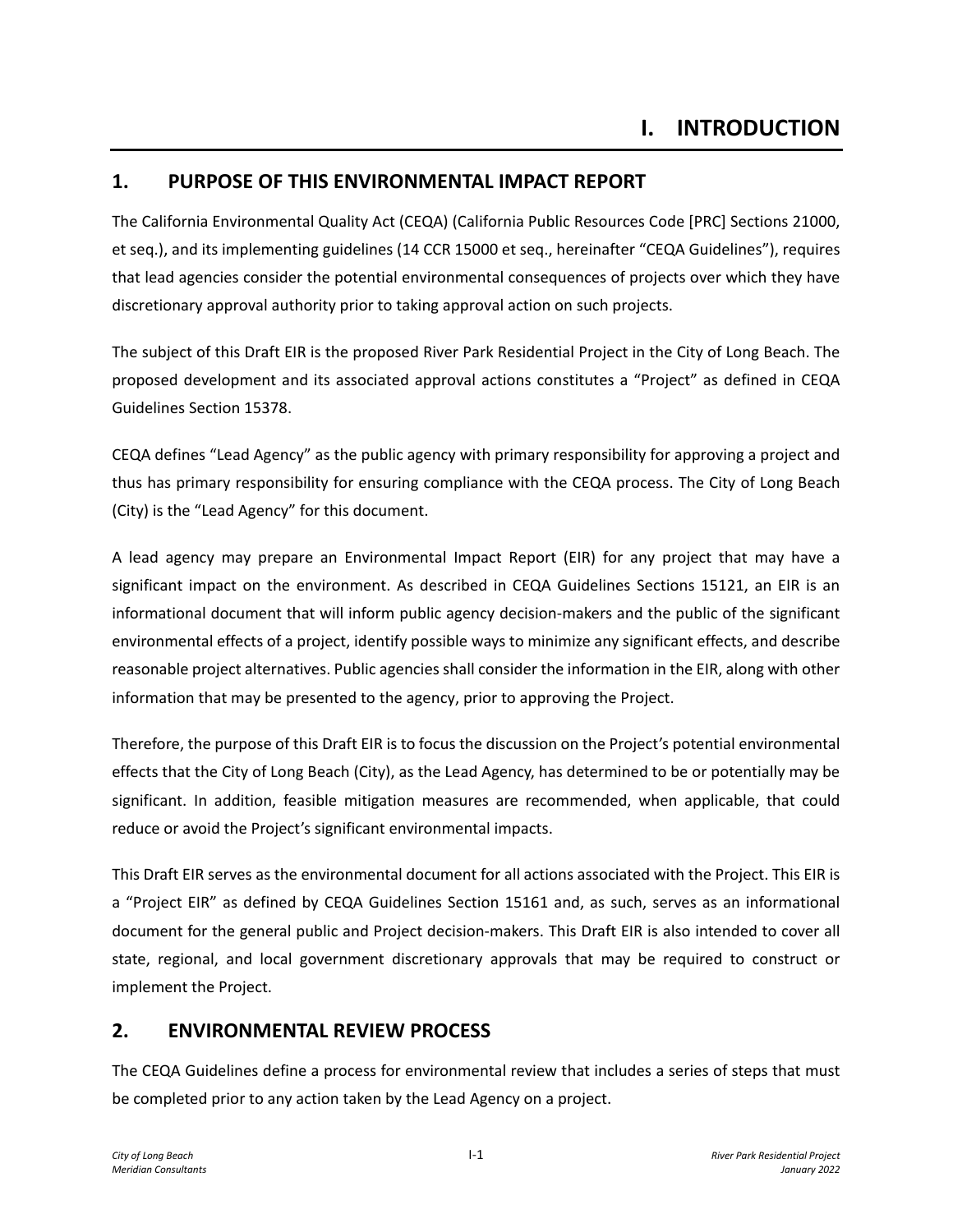# I. INTRODUCTION

## 1. PURPOSE OF THIS ENVIRONMENTAL IMPACT REPORT

The California Environmental Quality Act (CEQA) (California Public Resources Code [PRC] Sections 21000, et seq.), and its implementing guidelines (14 CCR 15000 et seq., hereinafter "CEQA Guidelines"), requires that lead agencies consider the potential environmental consequences of projects over which they have discretionary approval authority prior to taking approval action on such projects.

The subject of this Draft EIR is the proposed River Park Residential Project in the City of Long Beach. The proposed development and its associated approval actions constitutes a "Project" as defined in CEQA Guidelines Section 15378.

CEQA defines "Lead Agency" as the public agency with primary responsibility for approving a project and thus has primary responsibility for ensuring compliance with the CEQA process. The City of Long Beach (City) is the "Lead Agency" for this document.

A lead agency may prepare an Environmental Impact Report (EIR) for any project that may have a significant impact on the environment. As described in CEQA Guidelines Sections 15121, an EIR is an informational document that will inform public agency decision-makers and the public of the significant environmental effects of a project, identify possible ways to minimize any significant effects, and describe reasonable project alternatives. Public agencies shall consider the information in the EIR, along with other information that may be presented to the agency, prior to approving the Project.

Therefore, the purpose of this Draft EIR is to focus the discussion on the Project's potential environmental effects that the City of Long Beach (City), as the Lead Agency, has determined to be or potentially may be significant. In addition, feasible mitigation measures are recommended, when applicable, that could reduce or avoid the Project's significant environmental impacts.

This Draft EIR serves as the environmental document for all actions associated with the Project. This EIR is a "Project EIR" as defined by CEQA Guidelines Section 15161 and, as such, serves as an informational document for the general public and Project decision-makers. This Draft EIR is also intended to cover all state, regional, and local government discretionary approvals that may be required to construct or implement the Project.

## 2. ENVIRONMENTAL REVIEW PROCESS

The CEQA Guidelines define a process for environmental review that includes a series of steps that must be completed prior to any action taken by the Lead Agency on a project.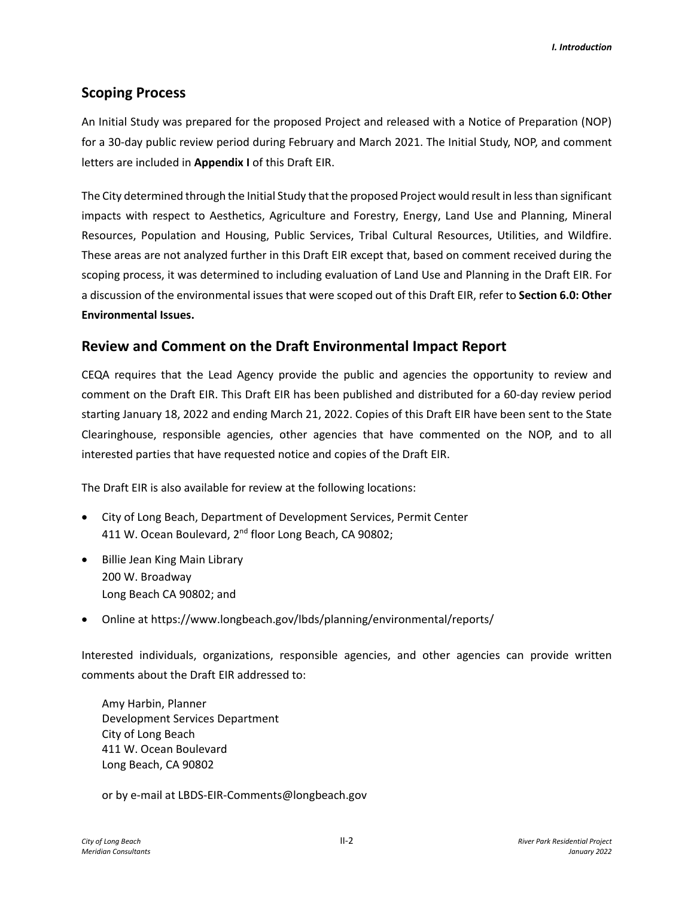## Scoping Process

An Initial Study was prepared for the proposed Project and released with a Notice of Preparation (NOP) for a 30-day public review period during February and March 2021. The Initial Study, NOP, and comment letters are included in **Appendix I** of this Draft EIR.

The City determined through the Initial Study that the proposed Project would result in less than significant impacts with respect to Aesthetics, Agriculture and Forestry, Energy, Land Use and Planning, Mineral Resources, Population and Housing, Public Services, Tribal Cultural Resources, Utilities, and Wildfire. These areas are not analyzed further in this Draft EIR except that, based on comment received during the scoping process, it was determined to including evaluation of Land Use and Planning in the Draft EIR. For a discussion of the environmental issues that were scoped out of this Draft EIR, refer to **Section 6.0: Other Environmental Issues.**

## Review and Comment on the Draft Environmental Impact Report

CEQA requires that the Lead Agency provide the public and agencies the opportunity to review and comment on the Draft EIR. This Draft EIR has been published and distributed for a 60-day review period starting January 18, 2022 and ending March 21, 2022. Copies of this Draft EIR have been sent to the State Clearinghouse, responsible agencies, other agencies that have commented on the NOP, and to all interested parties that have requested notice and copies of the Draft EIR.

The Draft EIR is also available for review at the following locations:

- City of Long Beach, Department of Development Services, Permit Center
  411 W. Ocean Boulevard, 2nd floor Long Beach, CA 90802;
- Billie Jean King Main Library
  200 W. Broadway
  Long Beach CA 90802; and
- Online at https://www.longbeach.gov/lbds/planning/environmental/reports/

Interested individuals, organizations, responsible agencies, and other agencies can provide written comments about the Draft EIR addressed to:

Amy Harbin, Planner
Development Services Department
City of Long Beach
411 W. Ocean Boulevard
Long Beach, CA 90802

or by e-mail at LBDS-EIR-Comments@longbeach.gov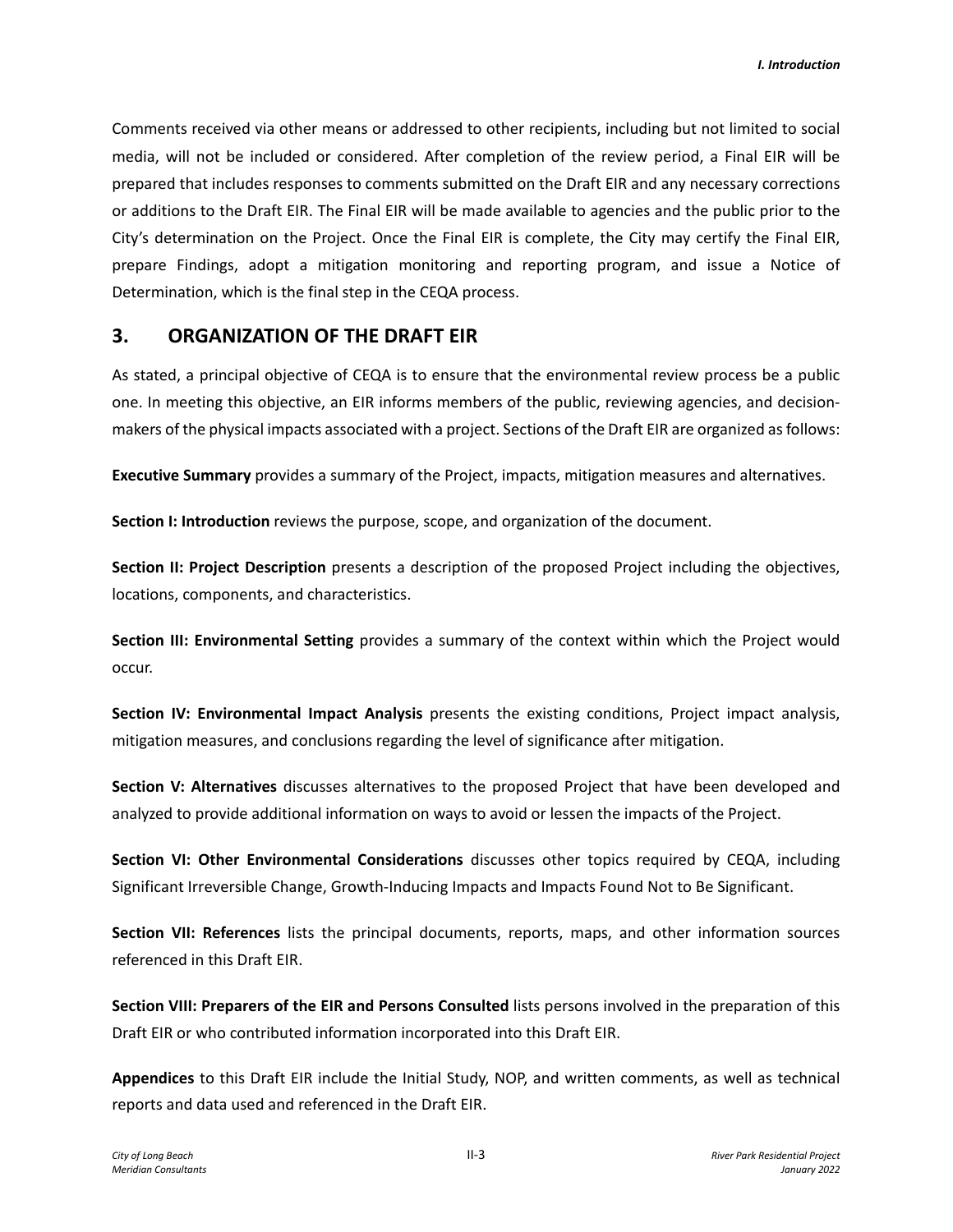Comments received via other means or addressed to other recipients, including but not limited to social media, will not be included or considered. After completion of the review period, a Final EIR will be prepared that includes responses to comments submitted on the Draft EIR and any necessary corrections or additions to the Draft EIR. The Final EIR will be made available to agencies and the public prior to the City's determination on the Project. Once the Final EIR is complete, the City may certify the Final EIR, prepare Findings, adopt a mitigation monitoring and reporting program, and issue a Notice of Determination, which is the final step in the CEQA process.

## 3. ORGANIZATION OF THE DRAFT EIR

As stated, a principal objective of CEQA is to ensure that the environmental review process be a public one. In meeting this objective, an EIR informs members of the public, reviewing agencies, and decision-makers of the physical impacts associated with a project. Sections of the Draft EIR are organized as follows:

**Executive Summary** provides a summary of the Project, impacts, mitigation measures and alternatives.

**Section I: Introduction** reviews the purpose, scope, and organization of the document.

**Section II: Project Description** presents a description of the proposed Project including the objectives, locations, components, and characteristics.

**Section III: Environmental Setting** provides a summary of the context within which the Project would occur.

**Section IV: Environmental Impact Analysis** presents the existing conditions, Project impact analysis, mitigation measures, and conclusions regarding the level of significance after mitigation.

**Section V: Alternatives** discusses alternatives to the proposed Project that have been developed and analyzed to provide additional information on ways to avoid or lessen the impacts of the Project.

**Section VI: Other Environmental Considerations** discusses other topics required by CEQA, including Significant Irreversible Change, Growth-Inducing Impacts and Impacts Found Not to Be Significant.

**Section VII: References** lists the principal documents, reports, maps, and other information sources referenced in this Draft EIR.

**Section VIII: Preparers of the EIR and Persons Consulted** lists persons involved in the preparation of this Draft EIR or who contributed information incorporated into this Draft EIR.

**Appendices** to this Draft EIR include the Initial Study, NOP, and written comments, as well as technical reports and data used and referenced in the Draft EIR.